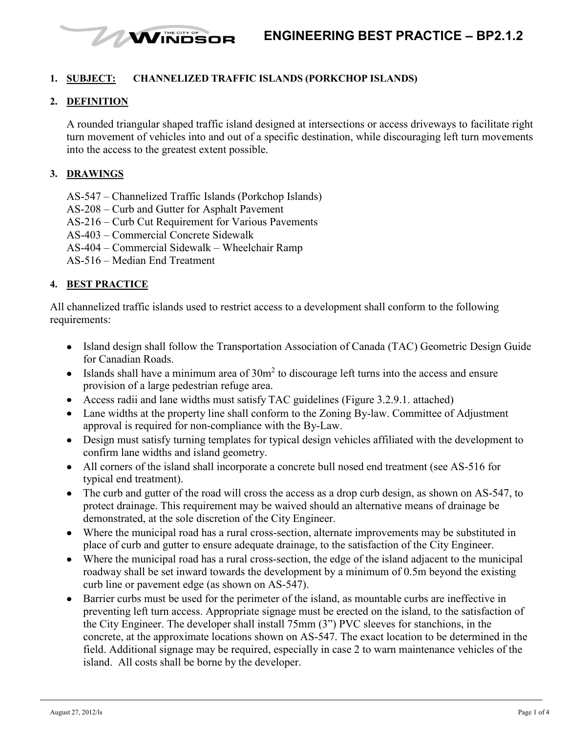# ENGINEERING BEST PRACTICE – BP2.1.2

**1. SUBJECT: CHANNELIZED TRAFFIC ISLANDS (PORKCHOP ISLANDS)**

**2. DEFINITION**

A rounded triangular shaped traffic island designed at intersections or access driveways to facilitate right turn movement of vehicles into and out of a specific destination, while discouraging left turn movements into the access to the greatest extent possible.

**3. DRAWINGS**

AS-547 – Channelized Traffic Islands (Porkchop Islands)
AS-208 – Curb and Gutter for Asphalt Pavement
AS-216 – Curb Cut Requirement for Various Pavements
AS-403 – Commercial Concrete Sidewalk
AS-404 – Commercial Sidewalk – Wheelchair Ramp
AS-516 – Median End Treatment

**4. BEST PRACTICE**

All channelized traffic islands used to restrict access to a development shall conform to the following requirements:

- Island design shall follow the Transportation Association of Canada (TAC) Geometric Design Guide for Canadian Roads.
- Islands shall have a minimum area of $30m^2$ to discourage left turns into the access and ensure provision of a large pedestrian refuge area.
- Access radii and lane widths must satisfy TAC guidelines (Figure 3.2.9.1. attached)
- Lane widths at the property line shall conform to the Zoning By-law. Committee of Adjustment approval is required for non-compliance with the By-Law.
- Design must satisfy turning templates for typical design vehicles affiliated with the development to confirm lane widths and island geometry.
- All corners of the island shall incorporate a concrete bull nosed end treatment (see AS-516 for typical end treatment).
- The curb and gutter of the road will cross the access as a drop curb design, as shown on AS-547, to protect drainage. This requirement may be waived should an alternative means of drainage be demonstrated, at the sole discretion of the City Engineer.
- Where the municipal road has a rural cross-section, alternate improvements may be substituted in place of curb and gutter to ensure adequate drainage, to the satisfaction of the City Engineer.
- Where the municipal road has a rural cross-section, the edge of the island adjacent to the municipal roadway shall be set inward towards the development by a minimum of 0.5m beyond the existing curb line or pavement edge (as shown on AS-547).
- Barrier curbs must be used for the perimeter of the island, as mountable curbs are ineffective in preventing left turn access. Appropriate signage must be erected on the island, to the satisfaction of the City Engineer. The developer shall install 75mm (3") PVC sleeves for stanchions, in the concrete, at the approximate locations shown on AS-547. The exact location to be determined in the field. Additional signage may be required, especially in case 2 to warn maintenance vehicles of the island. All costs shall be borne by the developer.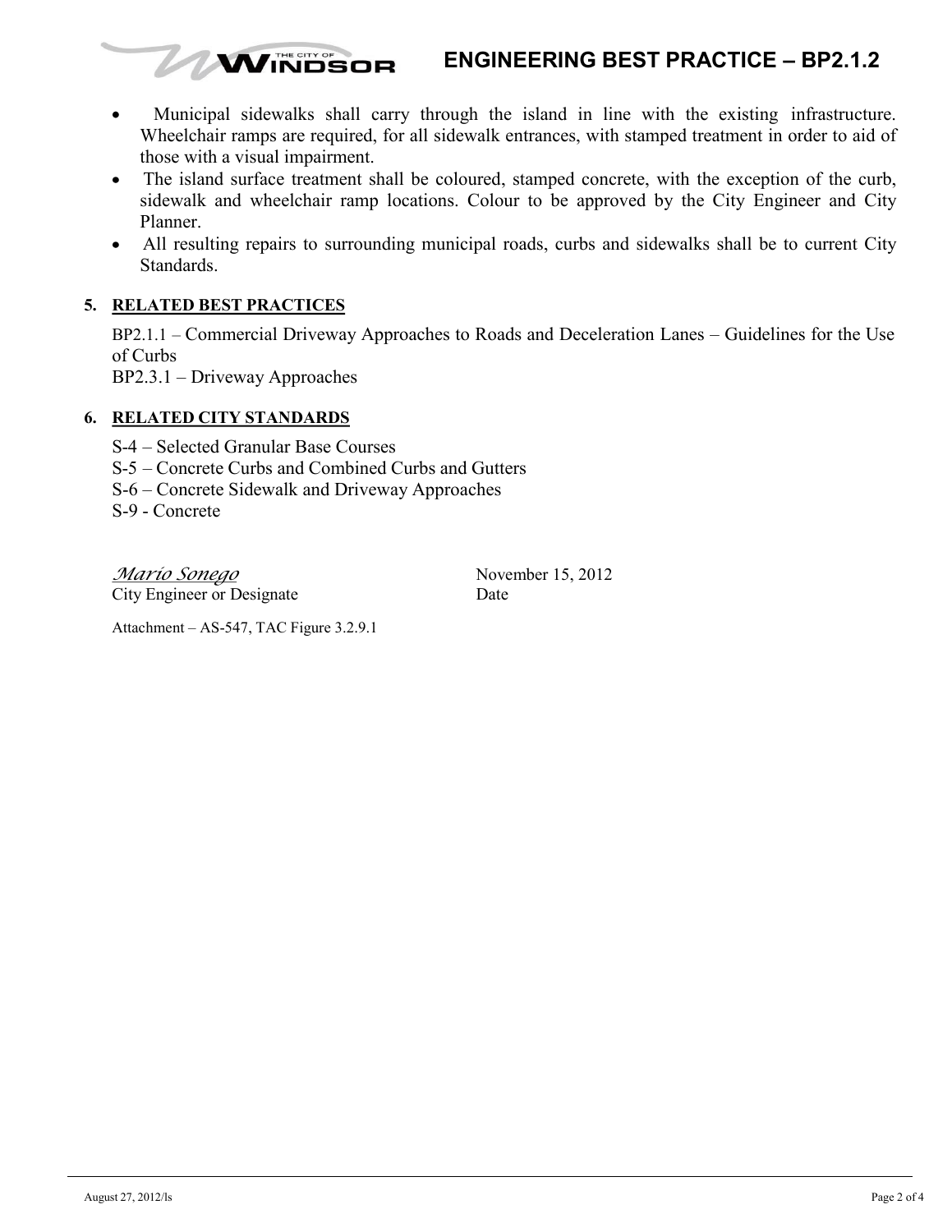- Municipal sidewalks shall carry through the island in line with the existing infrastructure. Wheelchair ramps are required, for all sidewalk entrances, with stamped treatment in order to aid of those with a visual impairment.
- The island surface treatment shall be coloured, stamped concrete, with the exception of the curb, sidewalk and wheelchair ramp locations. Colour to be approved by the City Engineer and City Planner.
- All resulting repairs to surrounding municipal roads, curbs and sidewalks shall be to current City Standards.

## 5. RELATED BEST PRACTICES

BP2.1.1 – Commercial Driveway Approaches to Roads and Deceleration Lanes – Guidelines for the Use of Curbs
BP2.3.1 – Driveway Approaches

## 6. RELATED CITY STANDARDS

S-4 – Selected Granular Base Courses
S-5 – Concrete Curbs and Combined Curbs and Gutters
S-6 – Concrete Sidewalk and Driveway Approaches
S-9 - Concrete

*Mario Sonego*
City Engineer or Designate

November 15, 2012
Date

Attachment – AS-547, TAC Figure 3.2.9.1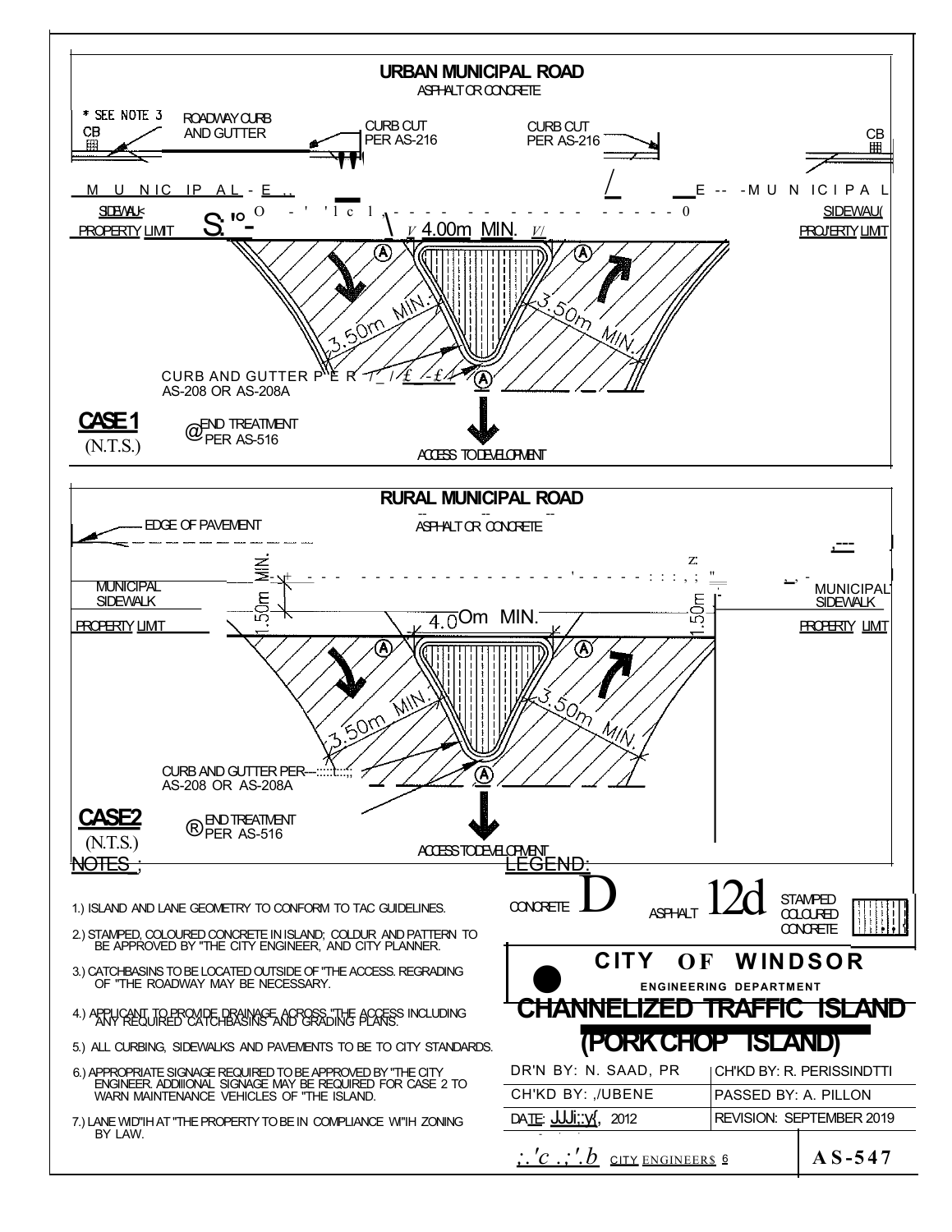## URBAN MUNICIPAL ROAD

ASPHALT OR CONCRETE

\* SEE NOTE 3

CB

ROADWAY CURB AND GUTTER

CURB CUT PER AS-216

CURB CUT PER AS-216

CB

MUNICIPAL SIDEWALK

MUNICIPAL SIDEWALK

PROPERTY LIMIT

PROPERTY LIMIT

4.00m MIN.

3.50m MIN.

3.50m MIN.

CURB AND GUTTER PER AS-208 OR AS-208A

**CASE 1**

(N.T.S.)

Ⓐ END TREATMENT PER AS-516

ACCESS TO DEVELOPMENT

## RURAL MUNICIPAL ROAD

ASPHALT OR CONCRETE

EDGE OF PAVEMENT

MUNICIPAL SIDEWALK

MUNICIPAL SIDEWALK

PROPERTY LIMIT

PROPERTY LIMIT

1.50m MIN.

1.50m

4.00m MIN.

3.50m MIN.

3.50m MIN.

CURB AND GUTTER PER AS-208 OR AS-208A

**CASE 2**

(N.T.S.)

Ⓐ END TREATMENT PER AS-516

ACCESS TO DEVELOPMENT

## NOTES:

1.) ISLAND AND LANE GEOMETRY TO CONFORM TO TAC GUIDELINES.
2.) STAMPED, COLOURED CONCRETE IN ISLAND; COLOUR AND PATTERN TO BE APPROVED BY THE CITY ENGINEER, AND CITY PLANNER.
3.) CATCHBASINS TO BE LOCATED OUTSIDE OF THE ACCESS. REGRADING OF THE ROADWAY MAY BE NECESSARY.
4.) APPLICANT TO PROVIDE DRAINAGE ACROSS THE ACCESS INCLUDING ANY REQUIRED CATCHBASINS AND GRADING PLANS.
5.) ALL CURBING, SIDEWALKS AND PAVEMENTS TO BE TO CITY STANDARDS.
6.) APPROPRIATE SIGNAGE REQUIRED TO BE APPROVED BY THE CITY ENGINEER. ADDITIONAL SIGNAGE MAY BE REQUIRED FOR CASE 2 TO WARN MAINTENANCE VEHICLES OF THE ISLAND.
7.) LANE WIDTH AT THE PROPERTY TO BE IN COMPLIANCE WITH ZONING BY LAW.

## LEGEND:

CONCRETE

ASPHALT

STAMPED COLOURED CONCRETE

**CITY OF WINDSOR**

ENGINEERING DEPARTMENT

# CHANNELIZED TRAFFIC ISLAND (PORKCHOP ISLAND)

| | |
|---|---|
| DR'N BY: N. SAAD, PR | CH'KD BY: R. PERISSINOTTI |
| CH'KD BY: ,/UBENE | PASSED BY: A. PILLON |
| DATE: JULY, 2012 | REVISION: SEPTEMBER 2019 |
| CITY ENGINEER | AS-547 |